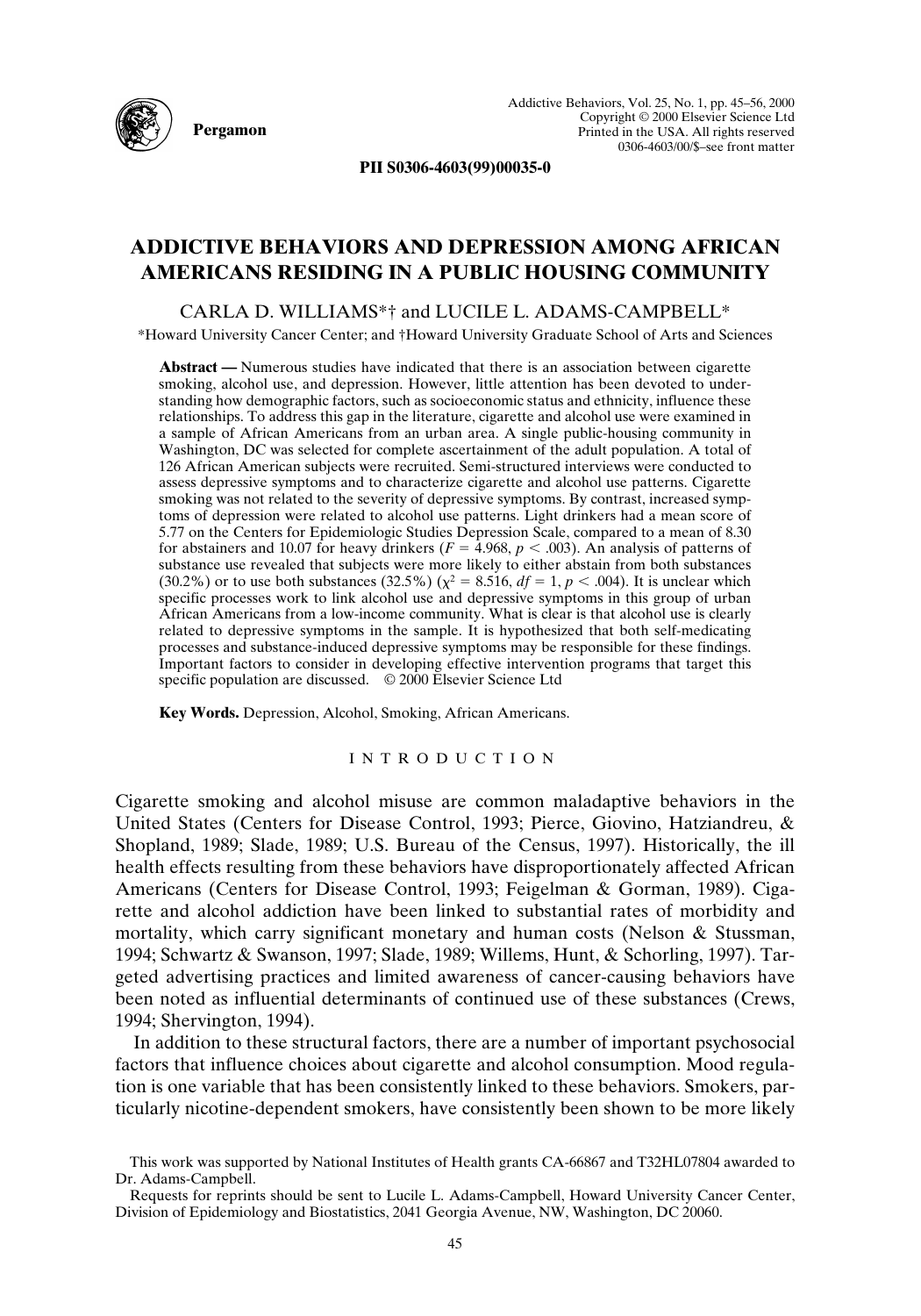PII S0306-4603(99)00035-0

# ADDICTIVE BEHAVIORS AND DEPRESSION AMONG AFRICAN AMERICANS RESIDING IN A PUBLIC HOUSING COMMUNITY

CARLA D. WILLIAMS*† and LUCILE L. ADAMS-CAMPBELL*

*Howard University Cancer Center; and †Howard University Graduate School of Arts and Sciences

**Abstract —** Numerous studies have indicated that there is an association between cigarette smoking, alcohol use, and depression. However, little attention has been devoted to understanding how demographic factors, such as socioeconomic status and ethnicity, influence these relationships. To address this gap in the literature, cigarette and alcohol use were examined in a sample of African Americans from an urban area. A single public-housing community in Washington, DC was selected for complete ascertainment of the adult population. A total of 126 African American subjects were recruited. Semi-structured interviews were conducted to assess depressive symptoms and to characterize cigarette and alcohol use patterns. Cigarette smoking was not related to the severity of depressive symptoms. By contrast, increased symptoms of depression were related to alcohol use patterns. Light drinkers had a mean score of 5.77 on the Centers for Epidemiologic Studies Depression Scale, compared to a mean of 8.30 for abstainers and 10.07 for heavy drinkers ($F = 4.968$, $p < .003$). An analysis of patterns of substance use revealed that subjects were more likely to either abstain from both substances (30.2%) or to use both substances (32.5%) ($\chi^2 = 8.516$, $df = 1$, $p < .004$). It is unclear which specific processes work to link alcohol use and depressive symptoms in this group of urban African Americans from a low-income community. What is clear is that alcohol use is clearly related to depressive symptoms in the sample. It is hypothesized that both self-medicating processes and substance-induced depressive symptoms may be responsible for these findings. Important factors to consider in developing effective intervention programs that target this specific population are discussed. © 2000 Elsevier Science Ltd

**Key Words.** Depression, Alcohol, Smoking, African Americans.

## INTRODUCTION

Cigarette smoking and alcohol misuse are common maladaptive behaviors in the United States (Centers for Disease Control, 1993; Pierce, Giovino, Hatziandreu, & Shopland, 1989; Slade, 1989; U.S. Bureau of the Census, 1997). Historically, the ill health effects resulting from these behaviors have disproportionately affected African Americans (Centers for Disease Control, 1993; Feigelman & Gorman, 1989). Cigarette and alcohol addiction have been linked to substantial rates of morbidity and mortality, which carry significant monetary and human costs (Nelson & Stussman, 1994; Schwartz & Swanson, 1997; Slade, 1989; Willems, Hunt, & Schorling, 1997). Targeted advertising practices and limited awareness of cancer-causing behaviors have been noted as influential determinants of continued use of these substances (Crews, 1994; Shervington, 1994).

In addition to these structural factors, there are a number of important psychosocial factors that influence choices about cigarette and alcohol consumption. Mood regulation is one variable that has been consistently linked to these behaviors. Smokers, particularly nicotine-dependent smokers, have consistently been shown to be more likely

This work was supported by National Institutes of Health grants CA-66867 and T32HL07804 awarded to Dr. Adams-Campbell.

Requests for reprints should be sent to Lucile L. Adams-Campbell, Howard University Cancer Center, Division of Epidemiology and Biostatistics, 2041 Georgia Avenue, NW, Washington, DC 20060.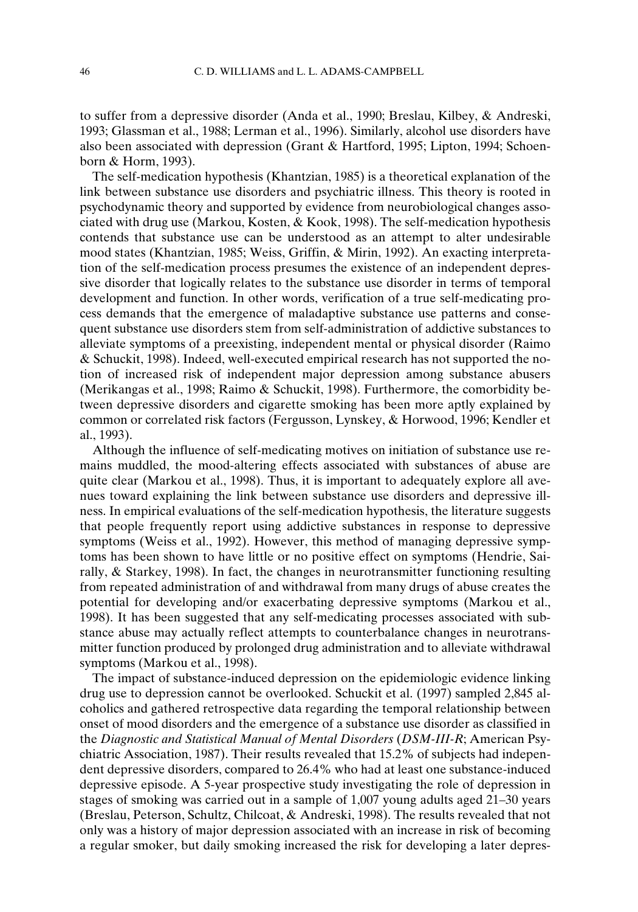to suffer from a depressive disorder (Anda et al., 1990; Breslau, Kilbey, & Andreski, 1993; Glassman et al., 1988; Lerman et al., 1996). Similarly, alcohol use disorders have also been associated with depression (Grant & Hartford, 1995; Lipton, 1994; Schoenborn & Horm, 1993).

The self-medication hypothesis (Khantzian, 1985) is a theoretical explanation of the link between substance use disorders and psychiatric illness. This theory is rooted in psychodynamic theory and supported by evidence from neurobiological changes associated with drug use (Markou, Kosten, & Kook, 1998). The self-medication hypothesis contends that substance use can be understood as an attempt to alter undesirable mood states (Khantzian, 1985; Weiss, Griffin, & Mirin, 1992). An exacting interpretation of the self-medication process presumes the existence of an independent depressive disorder that logically relates to the substance use disorder in terms of temporal development and function. In other words, verification of a true self-medicating process demands that the emergence of maladaptive substance use patterns and consequent substance use disorders stem from self-administration of addictive substances to alleviate symptoms of a preexisting, independent mental or physical disorder (Raimo & Schuckit, 1998). Indeed, well-executed empirical research has not supported the notion of increased risk of independent major depression among substance abusers (Merikangas et al., 1998; Raimo & Schuckit, 1998). Furthermore, the comorbidity between depressive disorders and cigarette smoking has been more aptly explained by common or correlated risk factors (Fergusson, Lynskey, & Horwood, 1996; Kendler et al., 1993).

Although the influence of self-medicating motives on initiation of substance use remains muddled, the mood-altering effects associated with substances of abuse are quite clear (Markou et al., 1998). Thus, it is important to adequately explore all avenues toward explaining the link between substance use disorders and depressive illness. In empirical evaluations of the self-medication hypothesis, the literature suggests that people frequently report using addictive substances in response to depressive symptoms (Weiss et al., 1992). However, this method of managing depressive symptoms has been shown to have little or no positive effect on symptoms (Hendrie, Sairally, & Starkey, 1998). In fact, the changes in neurotransmitter functioning resulting from repeated administration of and withdrawal from many drugs of abuse creates the potential for developing and/or exacerbating depressive symptoms (Markou et al., 1998). It has been suggested that any self-medicating processes associated with substance abuse may actually reflect attempts to counterbalance changes in neurotransmitter function produced by prolonged drug administration and to alleviate withdrawal symptoms (Markou et al., 1998).

The impact of substance-induced depression on the epidemiologic evidence linking drug use to depression cannot be overlooked. Schuckit et al. (1997) sampled 2,845 alcoholics and gathered retrospective data regarding the temporal relationship between onset of mood disorders and the emergence of a substance use disorder as classified in the *Diagnostic and Statistical Manual of Mental Disorders* (*DSM-III-R*; American Psychiatric Association, 1987). Their results revealed that 15.2% of subjects had independent depressive disorders, compared to 26.4% who had at least one substance-induced depressive episode. A 5-year prospective study investigating the role of depression in stages of smoking was carried out in a sample of 1,007 young adults aged 21–30 years (Breslau, Peterson, Schultz, Chilcoat, & Andreski, 1998). The results revealed that not only was a history of major depression associated with an increase in risk of becoming a regular smoker, but daily smoking increased the risk for developing a later depres-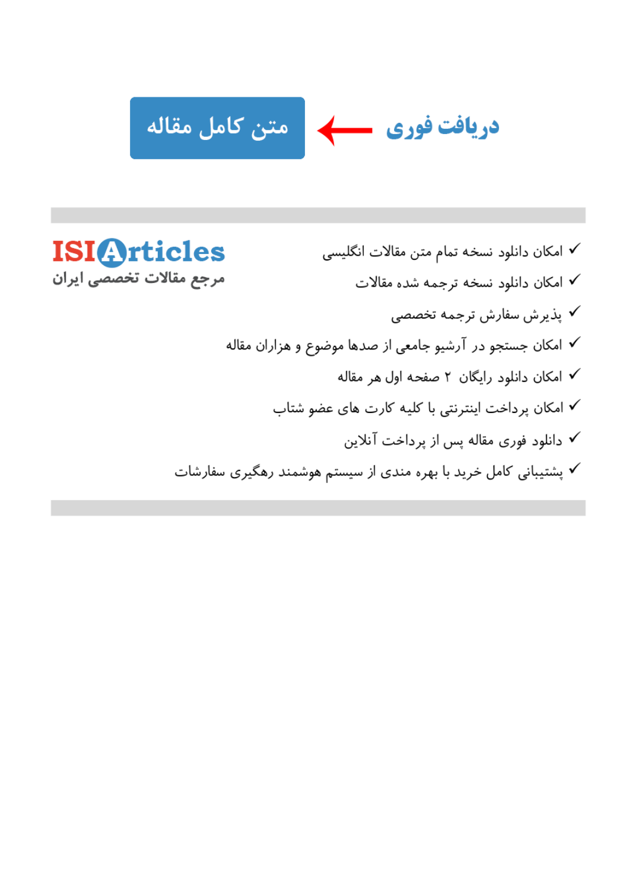دریافت فوری ← متن کامل مقاله

ISIArticles
مرجع مقالات تخصصی ایران

- ✓ امکان دانلود نسخه تمام متن مقالات انگلیسی
- ✓ امکان دانلود نسخه ترجمه شده مقالات
- ✓ پذیرش سفارش ترجمه تخصصی
- ✓ امکان جستجو در آرشیو جامعی از صدها موضوع و هزاران مقاله
- ✓ امکان دانلود رایگان ۲ صفحه اول هر مقاله
- ✓ امکان پرداخت اینترنتی با کلیه کارت های عضو شتاب
- ✓ دانلود فوری مقاله پس از پرداخت آنلاین
- ✓ پشتیبانی کامل خرید با بهره مندی از سیستم هوشمند رهگیری سفارشات